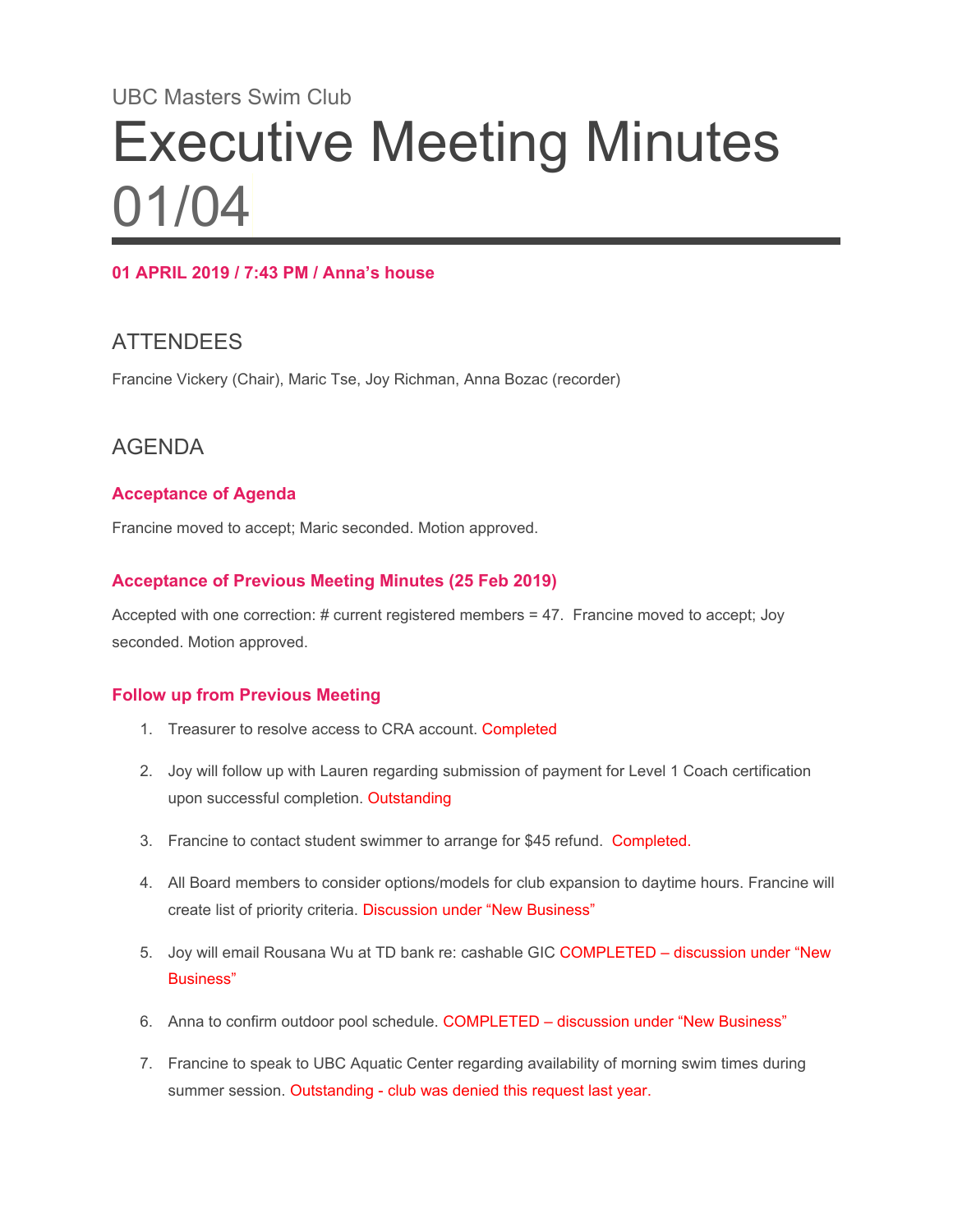UBC Masters Swim Club

# Executive Meeting Minutes 01/04

**01 APRIL 2019 / 7:43 PM / Anna's house**

## ATTENDEES

Francine Vickery (Chair), Maric Tse, Joy Richman, Anna Bozac (recorder)

## AGENDA

### Acceptance of Agenda

Francine moved to accept; Maric seconded. Motion approved.

### Acceptance of Previous Meeting Minutes (25 Feb 2019)

Accepted with one correction: # current registered members = 47. Francine moved to accept; Joy seconded. Motion approved.

### Follow up from Previous Meeting

1. Treasurer to resolve access to CRA account. Completed
2. Joy will follow up with Lauren regarding submission of payment for Level 1 Coach certification upon successful completion. Outstanding
3. Francine to contact student swimmer to arrange for $45 refund. Completed.
4. All Board members to consider options/models for club expansion to daytime hours. Francine will create list of priority criteria. Discussion under "New Business"
5. Joy will email Rousana Wu at TD bank re: cashable GIC COMPLETED – discussion under "New Business"
6. Anna to confirm outdoor pool schedule. COMPLETED – discussion under "New Business"
7. Francine to speak to UBC Aquatic Center regarding availability of morning swim times during summer session. Outstanding - club was denied this request last year.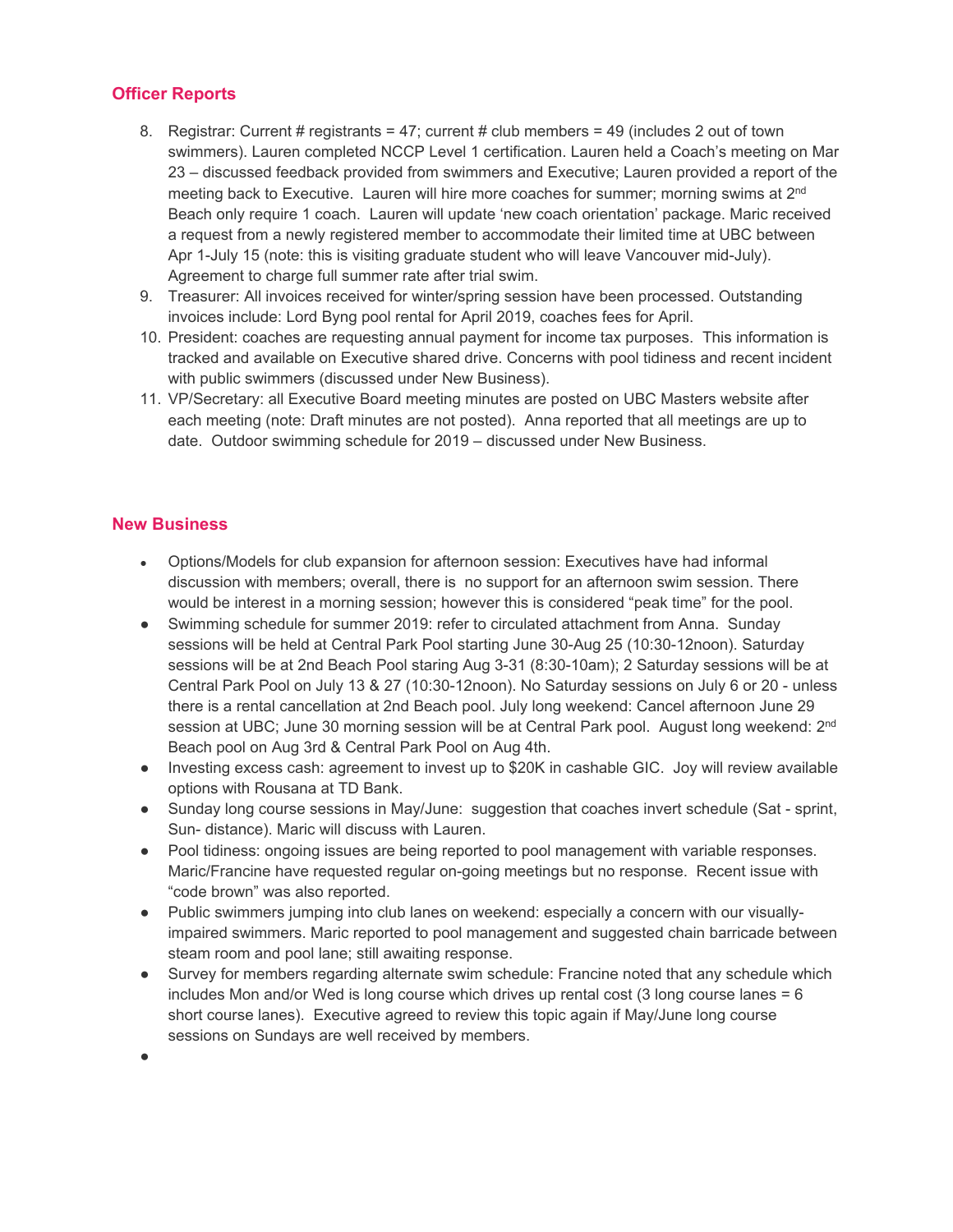## Officer Reports

8. Registrar: Current # registrants = 47; current # club members = 49 (includes 2 out of town swimmers). Lauren completed NCCP Level 1 certification. Lauren held a Coach's meeting on Mar 23 – discussed feedback provided from swimmers and Executive; Lauren provided a report of the meeting back to Executive. Lauren will hire more coaches for summer; morning swims at 2nd Beach only require 1 coach. Lauren will update 'new coach orientation' package. Maric received a request from a newly registered member to accommodate their limited time at UBC between Apr 1-July 15 (note: this is visiting graduate student who will leave Vancouver mid-July). Agreement to charge full summer rate after trial swim.
9. Treasurer: All invoices received for winter/spring session have been processed. Outstanding invoices include: Lord Byng pool rental for April 2019, coaches fees for April.
10. President: coaches are requesting annual payment for income tax purposes. This information is tracked and available on Executive shared drive. Concerns with pool tidiness and recent incident with public swimmers (discussed under New Business).
11. VP/Secretary: all Executive Board meeting minutes are posted on UBC Masters website after each meeting (note: Draft minutes are not posted). Anna reported that all meetings are up to date. Outdoor swimming schedule for 2019 – discussed under New Business.

## New Business

- Options/Models for club expansion for afternoon session: Executives have had informal discussion with members; overall, there is no support for an afternoon swim session. There would be interest in a morning session; however this is considered "peak time" for the pool.
- Swimming schedule for summer 2019: refer to circulated attachment from Anna. Sunday sessions will be held at Central Park Pool starting June 30-Aug 25 (10:30-12noon). Saturday sessions will be at 2nd Beach Pool staring Aug 3-31 (8:30-10am); 2 Saturday sessions will be at Central Park Pool on July 13 & 27 (10:30-12noon). No Saturday sessions on July 6 or 20 - unless there is a rental cancellation at 2nd Beach pool. July long weekend: Cancel afternoon June 29 session at UBC; June 30 morning session will be at Central Park pool. August long weekend: 2nd Beach pool on Aug 3rd & Central Park Pool on Aug 4th.
- Investing excess cash: agreement to invest up to $20K in cashable GIC. Joy will review available options with Rousana at TD Bank.
- Sunday long course sessions in May/June: suggestion that coaches invert schedule (Sat - sprint, Sun- distance). Maric will discuss with Lauren.
- Pool tidiness: ongoing issues are being reported to pool management with variable responses. Maric/Francine have requested regular on-going meetings but no response. Recent issue with "code brown" was also reported.
- Public swimmers jumping into club lanes on weekend: especially a concern with our visually-impaired swimmers. Maric reported to pool management and suggested chain barricade between steam room and pool lane; still awaiting response.
- Survey for members regarding alternate swim schedule: Francine noted that any schedule which includes Mon and/or Wed is long course which drives up rental cost (3 long course lanes = 6 short course lanes). Executive agreed to review this topic again if May/June long course sessions on Sundays are well received by members.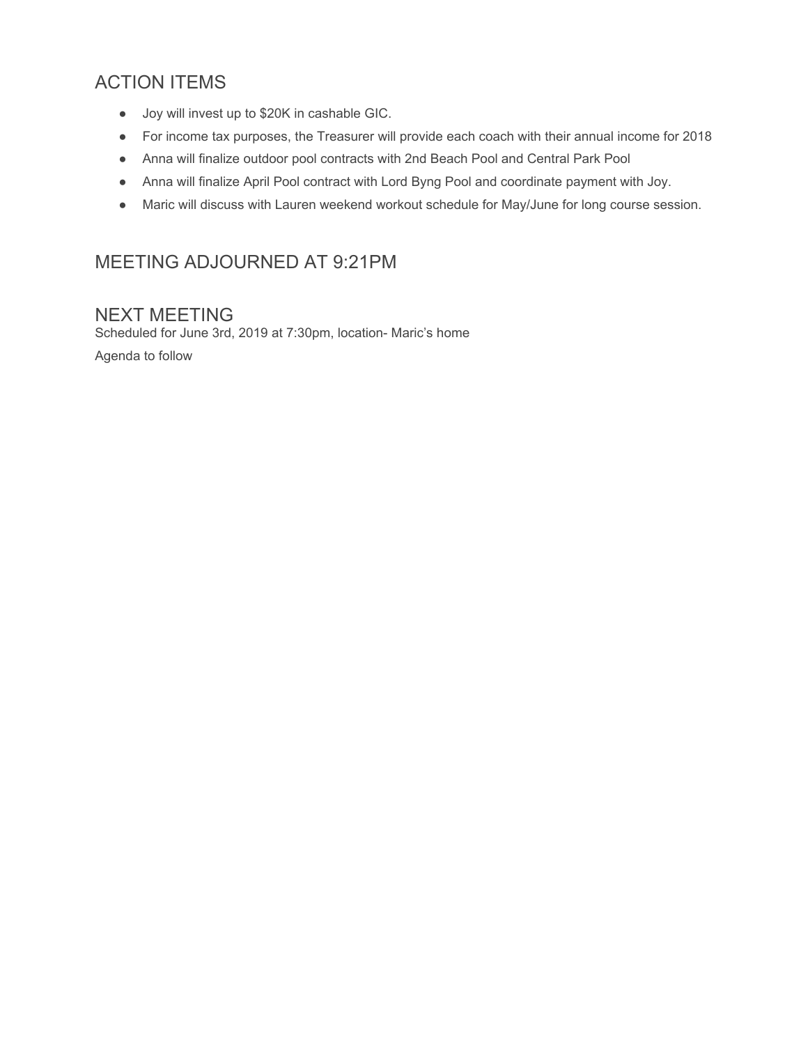## ACTION ITEMS

- Joy will invest up to $20K in cashable GIC.
- For income tax purposes, the Treasurer will provide each coach with their annual income for 2018
- Anna will finalize outdoor pool contracts with 2nd Beach Pool and Central Park Pool
- Anna will finalize April Pool contract with Lord Byng Pool and coordinate payment with Joy.
- Maric will discuss with Lauren weekend workout schedule for May/June for long course session.

## MEETING ADJOURNED AT 9:21PM

## NEXT MEETING

Scheduled for June 3rd, 2019 at 7:30pm, location- Maric's home

Agenda to follow